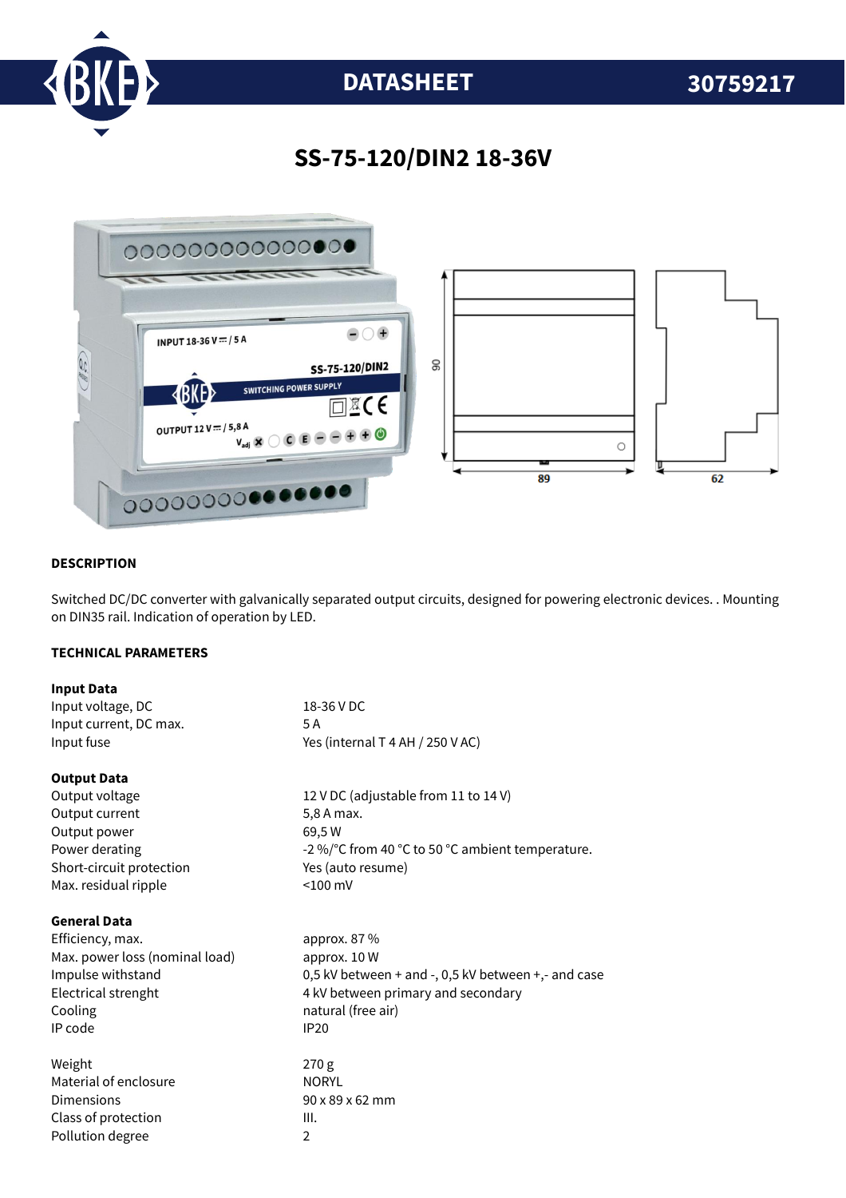# DATASHEET 30759217

## SS-75-120/DIN2 18-36V

### DESCRIPTION

Switched DC/DC converter with galvanically separated output circuits, designed for powering electronic devices. . Mounting on DIN35 rail. Indication of operation by LED.

### TECHNICAL PARAMETERS

**Input Data**

| | |
|---|---|
| Input voltage, DC | 18-36 V DC |
| Input current, DC max. | 5 A |
| Input fuse | Yes (internal T 4 AH / 250 V AC) |

**Output Data**

| | |
|---|---|
| Output voltage | 12 V DC (adjustable from 11 to 14 V) |
| Output current | 5,8 A max. |
| Output power | 69,5 W |
| Power derating | -2 %/°C from 40 °C to 50 °C ambient temperature. |
| Short-circuit protection | Yes (auto resume) |
| Max. residual ripple | <100 mV |

**General Data**

| | |
|---|---|
| Efficiency, max. | approx. 87 % |
| Max. power loss (nominal load) | approx. 10 W |
| Impulse withstand | 0,5 kV between + and -, 0,5 kV between +,- and case |
| Electrical strenght | 4 kV between primary and secondary |
| Cooling | natural (free air) |
| IP code | IP20 |
| | |
| Weight | 270 g |
| Material of enclosure | NORYL |
| Dimensions | 90 x 89 x 62 mm |
| Class of protection | III. |
| Pollution degree | 2 |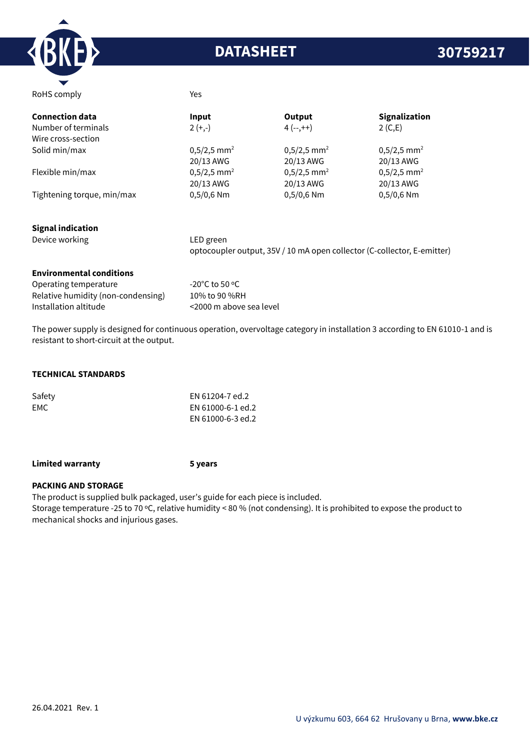| | |
|---|---|
| RoHS comply | Yes |

| Connection data | Input | Output | Signalization |
|---|---|---|---|
| Number of terminals | 2 (+,-) | 4 (--,++) | 2 (C,E) |
| Wire cross-section | | | |
| Solid min/max | 0,5/2,5 mm$^2$<br>20/13 AWG | 0,5/2,5 mm$^2$<br>20/13 AWG | 0,5/2,5 mm$^2$<br>20/13 AWG |
| Flexible min/max | 0,5/2,5 mm$^2$<br>20/13 AWG | 0,5/2,5 mm$^2$<br>20/13 AWG | 0,5/2,5 mm$^2$<br>20/13 AWG |
| Tightening torque, min/max | 0,5/0,6 Nm | 0,5/0,6 Nm | 0,5/0,6 Nm |

**Signal indication**

| | |
|---|---|
| Device working | LED green<br>optocoupler output, 35V / 10 mA open collector (C-collector, E-emitter) |

**Environmental conditions**

| | |
|---|---|
| Operating temperature | -20°C to 50 °C |
| Relative humidity (non-condensing) | 10% to 90 %RH |
| Installation altitude | <2000 m above sea level |

The power supply is designed for continuous operation, overvoltage category in installation 3 according to EN 61010-1 and is resistant to short-circuit at the output.

**TECHNICAL STANDARDS**

| | |
|---|---|
| Safety | EN 61204-7 ed.2 |
| EMC | EN 61000-6-1 ed.2<br>EN 61000-6-3 ed.2 |

**Limited warranty** **5 years**

**PACKING AND STORAGE**

The product is supplied bulk packaged, user's guide for each piece is included.
Storage temperature -25 to 70 °C, relative humidity < 80 % (not condensing). It is prohibited to expose the product to mechanical shocks and injurious gases.

26.04.2021 Rev. 1